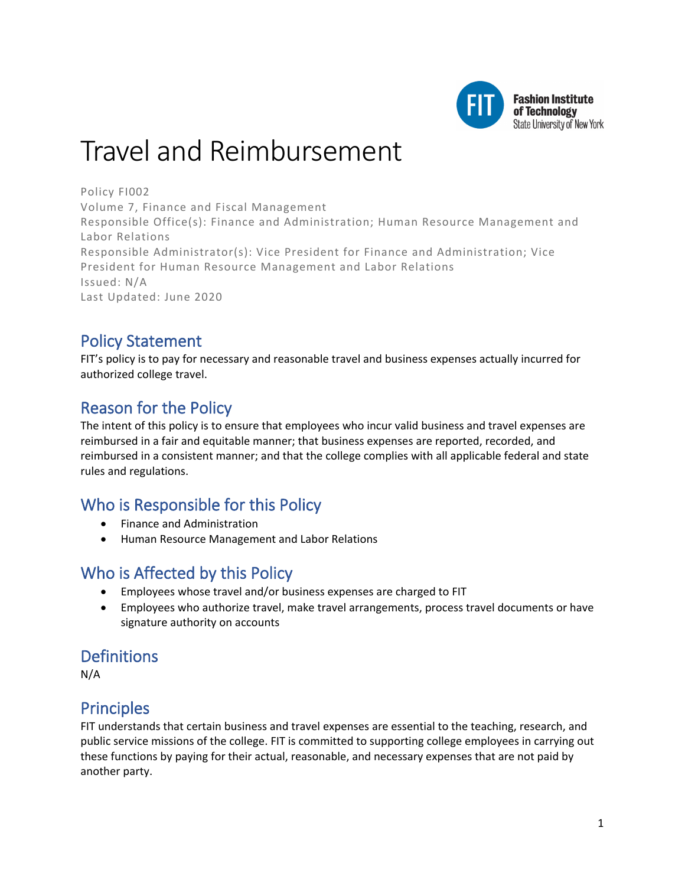# Travel and Reimbursement

Policy FI002
Volume 7, Finance and Fiscal Management
Responsible Office(s): Finance and Administration; Human Resource Management and Labor Relations
Responsible Administrator(s): Vice President for Finance and Administration; Vice President for Human Resource Management and Labor Relations
Issued: N/A
Last Updated: June 2020

## Policy Statement

FIT's policy is to pay for necessary and reasonable travel and business expenses actually incurred for authorized college travel.

## Reason for the Policy

The intent of this policy is to ensure that employees who incur valid business and travel expenses are reimbursed in a fair and equitable manner; that business expenses are reported, recorded, and reimbursed in a consistent manner; and that the college complies with all applicable federal and state rules and regulations.

## Who is Responsible for this Policy

- Finance and Administration
- Human Resource Management and Labor Relations

## Who is Affected by this Policy

- Employees whose travel and/or business expenses are charged to FIT
- Employees who authorize travel, make travel arrangements, process travel documents or have signature authority on accounts

## Definitions

N/A

## Principles

FIT understands that certain business and travel expenses are essential to the teaching, research, and public service missions of the college. FIT is committed to supporting college employees in carrying out these functions by paying for their actual, reasonable, and necessary expenses that are not paid by another party.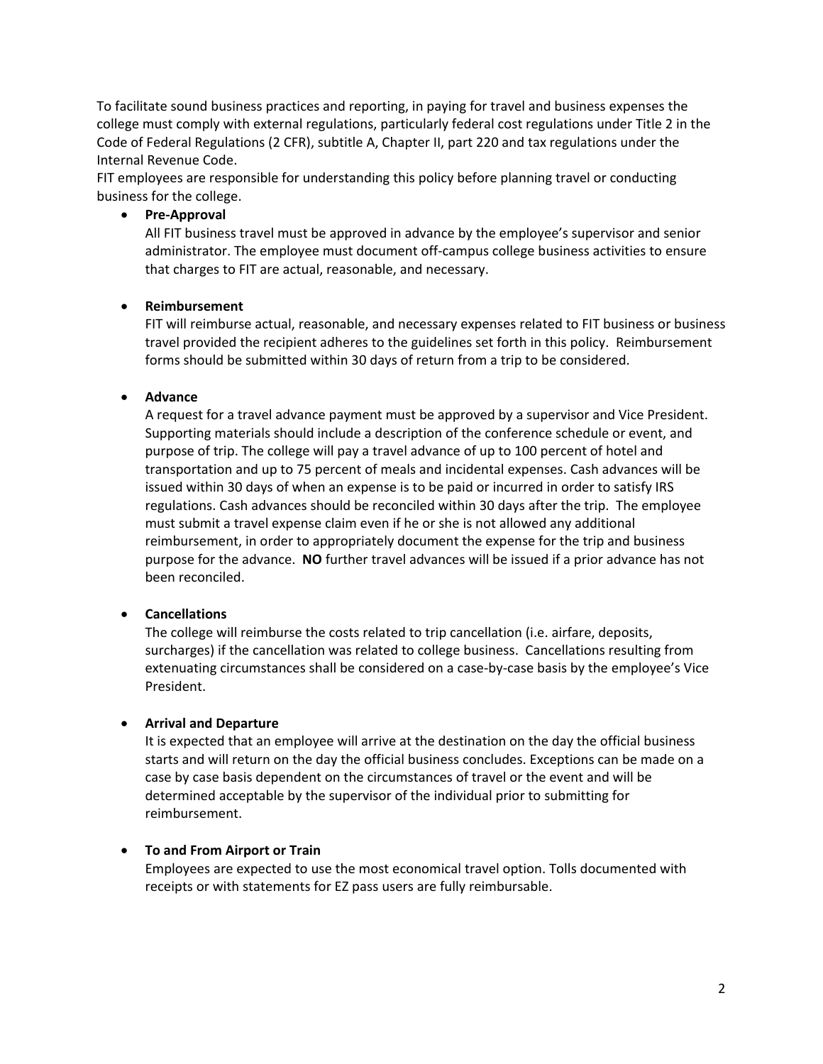To facilitate sound business practices and reporting, in paying for travel and business expenses the college must comply with external regulations, particularly federal cost regulations under Title 2 in the Code of Federal Regulations (2 CFR), subtitle A, Chapter II, part 220 and tax regulations under the Internal Revenue Code.

FIT employees are responsible for understanding this policy before planning travel or conducting business for the college.

- **Pre-Approval**

  All FIT business travel must be approved in advance by the employee's supervisor and senior administrator. The employee must document off-campus college business activities to ensure that charges to FIT are actual, reasonable, and necessary.

- **Reimbursement**

  FIT will reimburse actual, reasonable, and necessary expenses related to FIT business or business travel provided the recipient adheres to the guidelines set forth in this policy. Reimbursement forms should be submitted within 30 days of return from a trip to be considered.

- **Advance**

  A request for a travel advance payment must be approved by a supervisor and Vice President. Supporting materials should include a description of the conference schedule or event, and purpose of trip. The college will pay a travel advance of up to 100 percent of hotel and transportation and up to 75 percent of meals and incidental expenses. Cash advances will be issued within 30 days of when an expense is to be paid or incurred in order to satisfy IRS regulations. Cash advances should be reconciled within 30 days after the trip. The employee must submit a travel expense claim even if he or she is not allowed any additional reimbursement, in order to appropriately document the expense for the trip and business purpose for the advance. **NO** further travel advances will be issued if a prior advance has not been reconciled.

- **Cancellations**

  The college will reimburse the costs related to trip cancellation (i.e. airfare, deposits, surcharges) if the cancellation was related to college business. Cancellations resulting from extenuating circumstances shall be considered on a case-by-case basis by the employee's Vice President.

- **Arrival and Departure**

  It is expected that an employee will arrive at the destination on the day the official business starts and will return on the day the official business concludes. Exceptions can be made on a case by case basis dependent on the circumstances of travel or the event and will be determined acceptable by the supervisor of the individual prior to submitting for reimbursement.

- **To and From Airport or Train**

  Employees are expected to use the most economical travel option. Tolls documented with receipts or with statements for EZ pass users are fully reimbursable.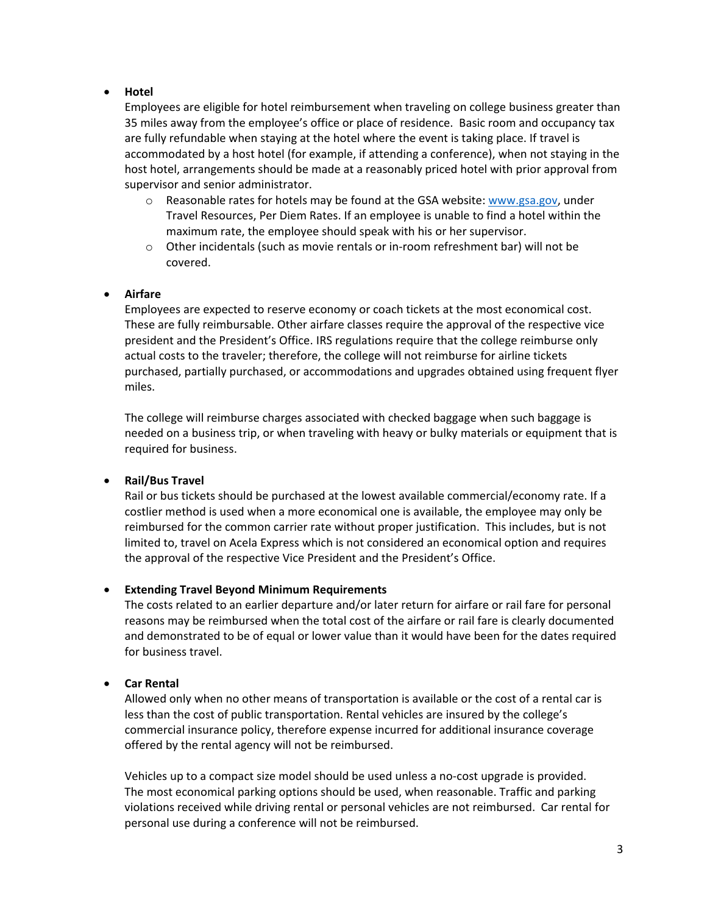- **Hotel**

  Employees are eligible for hotel reimbursement when traveling on college business greater than 35 miles away from the employee's office or place of residence. Basic room and occupancy tax are fully refundable when staying at the hotel where the event is taking place. If travel is accommodated by a host hotel (for example, if attending a conference), when not staying in the host hotel, arrangements should be made at a reasonably priced hotel with prior approval from supervisor and senior administrator.

  - Reasonable rates for hotels may be found at the GSA website: [www.gsa.gov](http://www.gsa.gov), under Travel Resources, Per Diem Rates. If an employee is unable to find a hotel within the maximum rate, the employee should speak with his or her supervisor.
  - Other incidentals (such as movie rentals or in-room refreshment bar) will not be covered.

- **Airfare**

  Employees are expected to reserve economy or coach tickets at the most economical cost. These are fully reimbursable. Other airfare classes require the approval of the respective vice president and the President's Office. IRS regulations require that the college reimburse only actual costs to the traveler; therefore, the college will not reimburse for airline tickets purchased, partially purchased, or accommodations and upgrades obtained using frequent flyer miles.

  The college will reimburse charges associated with checked baggage when such baggage is needed on a business trip, or when traveling with heavy or bulky materials or equipment that is required for business.

- **Rail/Bus Travel**

  Rail or bus tickets should be purchased at the lowest available commercial/economy rate. If a costlier method is used when a more economical one is available, the employee may only be reimbursed for the common carrier rate without proper justification. This includes, but is not limited to, travel on Acela Express which is not considered an economical option and requires the approval of the respective Vice President and the President's Office.

- **Extending Travel Beyond Minimum Requirements**

  The costs related to an earlier departure and/or later return for airfare or rail fare for personal reasons may be reimbursed when the total cost of the airfare or rail fare is clearly documented and demonstrated to be of equal or lower value than it would have been for the dates required for business travel.

- **Car Rental**

  Allowed only when no other means of transportation is available or the cost of a rental car is less than the cost of public transportation. Rental vehicles are insured by the college's commercial insurance policy, therefore expense incurred for additional insurance coverage offered by the rental agency will not be reimbursed.

  Vehicles up to a compact size model should be used unless a no-cost upgrade is provided. The most economical parking options should be used, when reasonable. Traffic and parking violations received while driving rental or personal vehicles are not reimbursed. Car rental for personal use during a conference will not be reimbursed.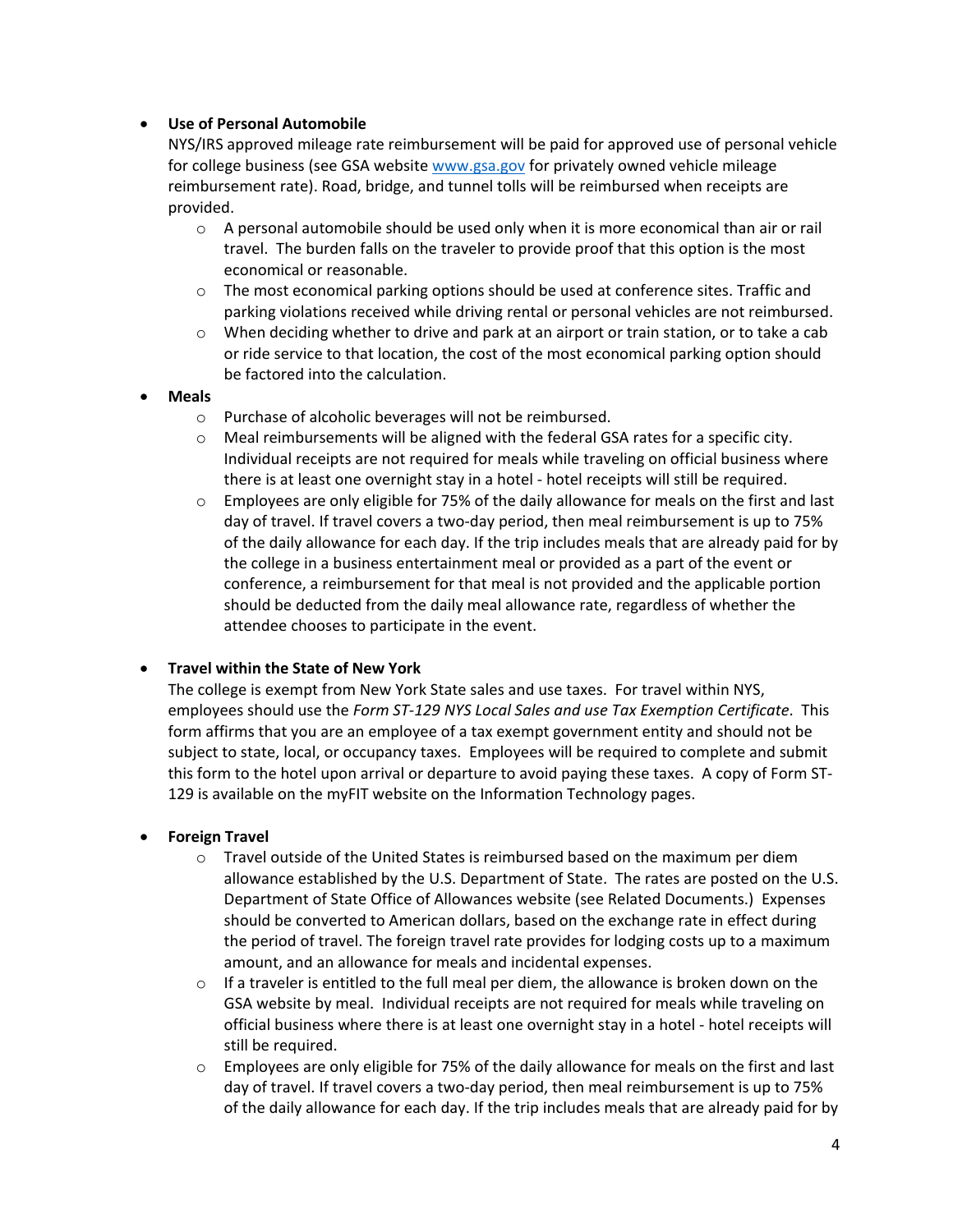- **Use of Personal Automobile**
  NYS/IRS approved mileage rate reimbursement will be paid for approved use of personal vehicle for college business (see GSA website [www.gsa.gov](http://www.gsa.gov) for privately owned vehicle mileage reimbursement rate). Road, bridge, and tunnel tolls will be reimbursed when receipts are provided.
  - A personal automobile should be used only when it is more economical than air or rail travel. The burden falls on the traveler to provide proof that this option is the most economical or reasonable.
  - The most economical parking options should be used at conference sites. Traffic and parking violations received while driving rental or personal vehicles are not reimbursed.
  - When deciding whether to drive and park at an airport or train station, or to take a cab or ride service to that location, the cost of the most economical parking option should be factored into the calculation.
- **Meals**
  - Purchase of alcoholic beverages will not be reimbursed.
  - Meal reimbursements will be aligned with the federal GSA rates for a specific city. Individual receipts are not required for meals while traveling on official business where there is at least one overnight stay in a hotel - hotel receipts will still be required.
  - Employees are only eligible for 75% of the daily allowance for meals on the first and last day of travel. If travel covers a two-day period, then meal reimbursement is up to 75% of the daily allowance for each day. If the trip includes meals that are already paid for by the college in a business entertainment meal or provided as a part of the event or conference, a reimbursement for that meal is not provided and the applicable portion should be deducted from the daily meal allowance rate, regardless of whether the attendee chooses to participate in the event.

- **Travel within the State of New York**
  The college is exempt from New York State sales and use taxes. For travel within NYS, employees should use the *Form ST-129 NYS Local Sales and use Tax Exemption Certificate*. This form affirms that you are an employee of a tax exempt government entity and should not be subject to state, local, or occupancy taxes. Employees will be required to complete and submit this form to the hotel upon arrival or departure to avoid paying these taxes. A copy of Form ST-129 is available on the myFIT website on the Information Technology pages.

- **Foreign Travel**
  - Travel outside of the United States is reimbursed based on the maximum per diem allowance established by the U.S. Department of State. The rates are posted on the U.S. Department of State Office of Allowances website (see Related Documents.) Expenses should be converted to American dollars, based on the exchange rate in effect during the period of travel. The foreign travel rate provides for lodging costs up to a maximum amount, and an allowance for meals and incidental expenses.
  - If a traveler is entitled to the full meal per diem, the allowance is broken down on the GSA website by meal. Individual receipts are not required for meals while traveling on official business where there is at least one overnight stay in a hotel - hotel receipts will still be required.
  - Employees are only eligible for 75% of the daily allowance for meals on the first and last day of travel. If travel covers a two-day period, then meal reimbursement is up to 75% of the daily allowance for each day. If the trip includes meals that are already paid for by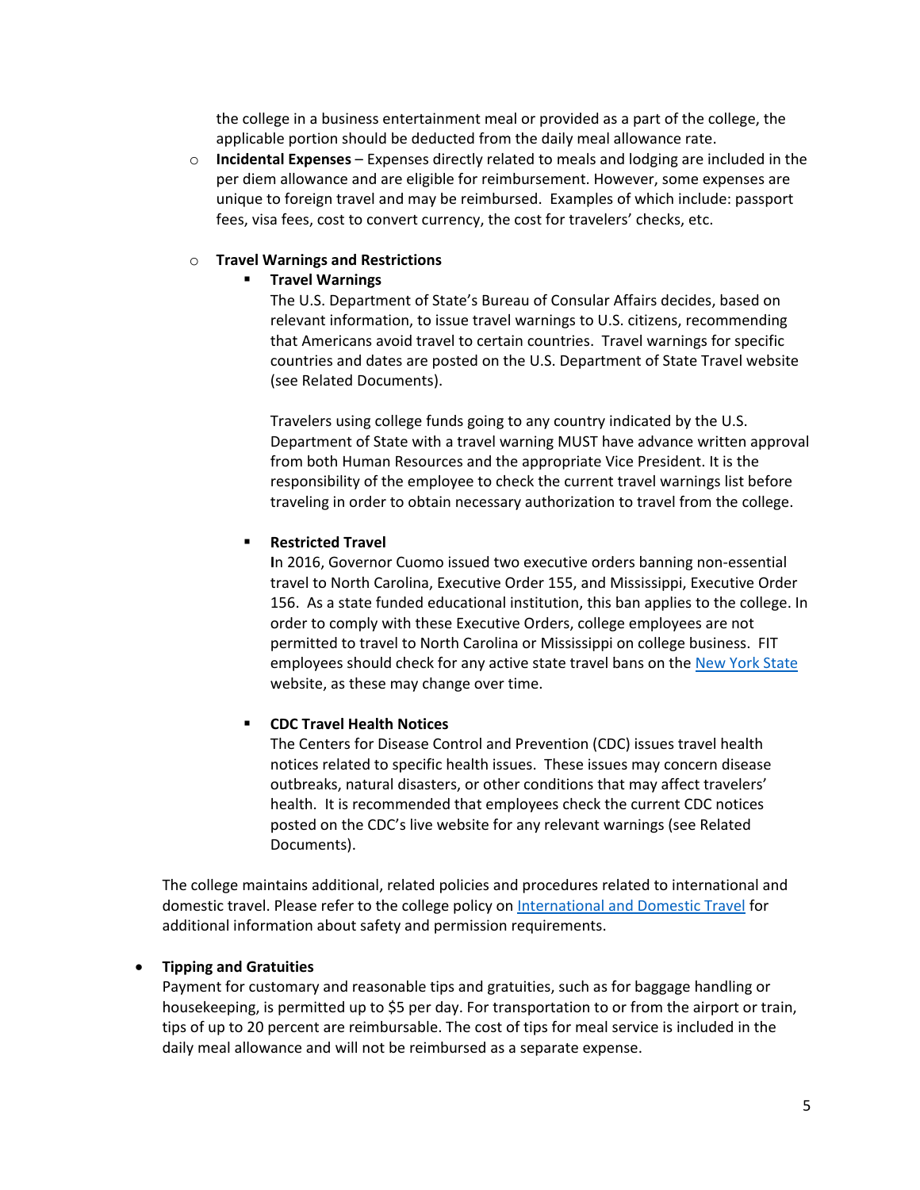the college in a business entertainment meal or provided as a part of the college, the applicable portion should be deducted from the daily meal allowance rate.

- **Incidental Expenses** – Expenses directly related to meals and lodging are included in the per diem allowance and are eligible for reimbursement. However, some expenses are unique to foreign travel and may be reimbursed. Examples of which include: passport fees, visa fees, cost to convert currency, the cost for travelers' checks, etc.

- **Travel Warnings and Restrictions**
  - **Travel Warnings**

    The U.S. Department of State's Bureau of Consular Affairs decides, based on relevant information, to issue travel warnings to U.S. citizens, recommending that Americans avoid travel to certain countries. Travel warnings for specific countries and dates are posted on the U.S. Department of State Travel website (see Related Documents).

    Travelers using college funds going to any country indicated by the U.S. Department of State with a travel warning MUST have advance written approval from both Human Resources and the appropriate Vice President. It is the responsibility of the employee to check the current travel warnings list before traveling in order to obtain necessary authorization to travel from the college.

  - **Restricted Travel**

    In 2016, Governor Cuomo issued two executive orders banning non-essential travel to North Carolina, Executive Order 155, and Mississippi, Executive Order 156. As a state funded educational institution, this ban applies to the college. In order to comply with these Executive Orders, college employees are not permitted to travel to North Carolina or Mississippi on college business. FIT employees should check for any active state travel bans on the New York State website, as these may change over time.

  - **CDC Travel Health Notices**

    The Centers for Disease Control and Prevention (CDC) issues travel health notices related to specific health issues. These issues may concern disease outbreaks, natural disasters, or other conditions that may affect travelers' health. It is recommended that employees check the current CDC notices posted on the CDC's live website for any relevant warnings (see Related Documents).

The college maintains additional, related policies and procedures related to international and domestic travel. Please refer to the college policy on International and Domestic Travel for additional information about safety and permission requirements.

- **Tipping and Gratuities**

  Payment for customary and reasonable tips and gratuities, such as for baggage handling or housekeeping, is permitted up to $5 per day. For transportation to or from the airport or train, tips of up to 20 percent are reimbursable. The cost of tips for meal service is included in the daily meal allowance and will not be reimbursed as a separate expense.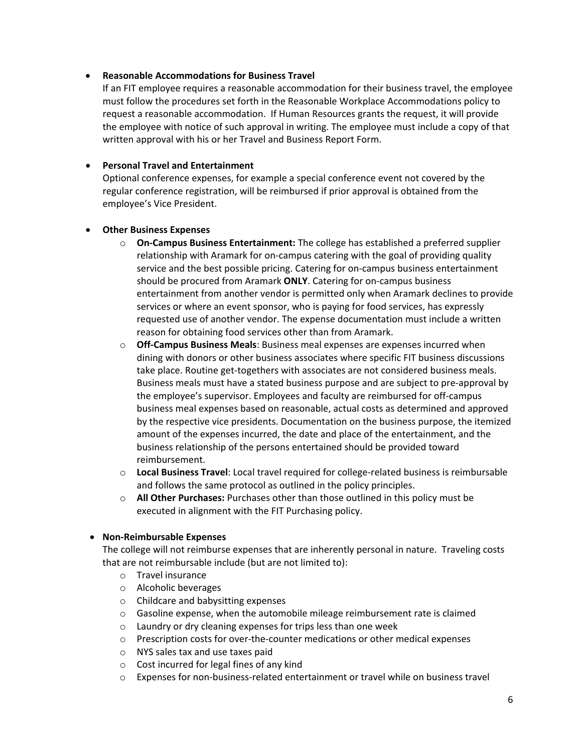- **Reasonable Accommodations for Business Travel**

  If an FIT employee requires a reasonable accommodation for their business travel, the employee must follow the procedures set forth in the Reasonable Workplace Accommodations policy to request a reasonable accommodation. If Human Resources grants the request, it will provide the employee with notice of such approval in writing. The employee must include a copy of that written approval with his or her Travel and Business Report Form.

- **Personal Travel and Entertainment**

  Optional conference expenses, for example a special conference event not covered by the regular conference registration, will be reimbursed if prior approval is obtained from the employee's Vice President.

- **Other Business Expenses**
  - **On-Campus Business Entertainment:** The college has established a preferred supplier relationship with Aramark for on-campus catering with the goal of providing quality service and the best possible pricing. Catering for on-campus business entertainment should be procured from Aramark **ONLY**. Catering for on-campus business entertainment from another vendor is permitted only when Aramark declines to provide services or where an event sponsor, who is paying for food services, has expressly requested use of another vendor. The expense documentation must include a written reason for obtaining food services other than from Aramark.
  - **Off-Campus Business Meals**: Business meal expenses are expenses incurred when dining with donors or other business associates where specific FIT business discussions take place. Routine get-togethers with associates are not considered business meals. Business meals must have a stated business purpose and are subject to pre-approval by the employee's supervisor. Employees and faculty are reimbursed for off-campus business meal expenses based on reasonable, actual costs as determined and approved by the respective vice presidents. Documentation on the business purpose, the itemized amount of the expenses incurred, the date and place of the entertainment, and the business relationship of the persons entertained should be provided toward reimbursement.
  - **Local Business Travel**: Local travel required for college-related business is reimbursable and follows the same protocol as outlined in the policy principles.
  - **All Other Purchases:** Purchases other than those outlined in this policy must be executed in alignment with the FIT Purchasing policy.

- **Non-Reimbursable Expenses**

  The college will not reimburse expenses that are inherently personal in nature. Traveling costs that are not reimbursable include (but are not limited to):
  - Travel insurance
  - Alcoholic beverages
  - Childcare and babysitting expenses
  - Gasoline expense, when the automobile mileage reimbursement rate is claimed
  - Laundry or dry cleaning expenses for trips less than one week
  - Prescription costs for over-the-counter medications or other medical expenses
  - NYS sales tax and use taxes paid
  - Cost incurred for legal fines of any kind
  - Expenses for non-business-related entertainment or travel while on business travel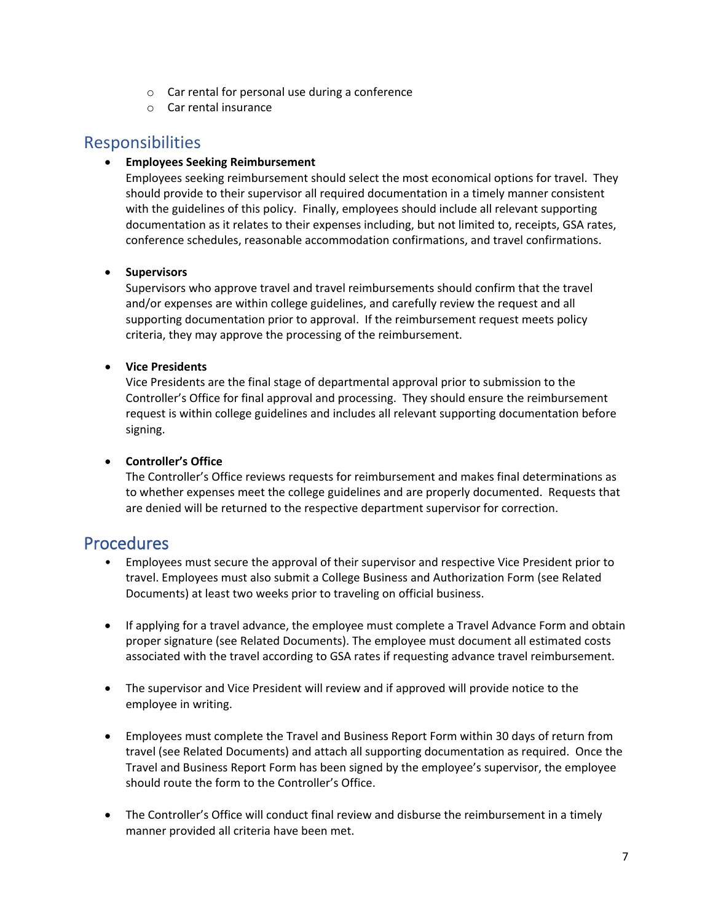- Car rental for personal use during a conference
  - Car rental insurance

## Responsibilities

- **Employees Seeking Reimbursement**
  Employees seeking reimbursement should select the most economical options for travel. They should provide to their supervisor all required documentation in a timely manner consistent with the guidelines of this policy. Finally, employees should include all relevant supporting documentation as it relates to their expenses including, but not limited to, receipts, GSA rates, conference schedules, reasonable accommodation confirmations, and travel confirmations.

- **Supervisors**
  Supervisors who approve travel and travel reimbursements should confirm that the travel and/or expenses are within college guidelines, and carefully review the request and all supporting documentation prior to approval. If the reimbursement request meets policy criteria, they may approve the processing of the reimbursement.

- **Vice Presidents**
  Vice Presidents are the final stage of departmental approval prior to submission to the Controller's Office for final approval and processing. They should ensure the reimbursement request is within college guidelines and includes all relevant supporting documentation before signing.

- **Controller's Office**
  The Controller's Office reviews requests for reimbursement and makes final determinations as to whether expenses meet the college guidelines and are properly documented. Requests that are denied will be returned to the respective department supervisor for correction.

## Procedures

- Employees must secure the approval of their supervisor and respective Vice President prior to travel. Employees must also submit a College Business and Authorization Form (see Related Documents) at least two weeks prior to traveling on official business.

- If applying for a travel advance, the employee must complete a Travel Advance Form and obtain proper signature (see Related Documents). The employee must document all estimated costs associated with the travel according to GSA rates if requesting advance travel reimbursement.

- The supervisor and Vice President will review and if approved will provide notice to the employee in writing.

- Employees must complete the Travel and Business Report Form within 30 days of return from travel (see Related Documents) and attach all supporting documentation as required. Once the Travel and Business Report Form has been signed by the employee's supervisor, the employee should route the form to the Controller's Office.

- The Controller's Office will conduct final review and disburse the reimbursement in a timely manner provided all criteria have been met.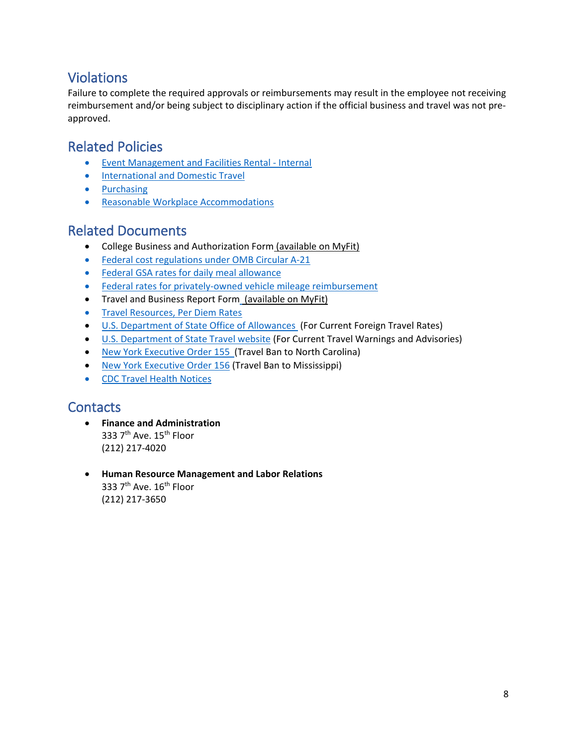## Violations

Failure to complete the required approvals or reimbursements may result in the employee not receiving reimbursement and/or being subject to disciplinary action if the official business and travel was not pre-approved.

## Related Policies

- Event Management and Facilities Rental - Internal
- International and Domestic Travel
- Purchasing
- Reasonable Workplace Accommodations

## Related Documents

- College Business and Authorization Form (available on MyFit)
- Federal cost regulations under OMB Circular A-21
- Federal GSA rates for daily meal allowance
- Federal rates for privately-owned vehicle mileage reimbursement
- Travel and Business Report Form (available on MyFit)
- Travel Resources, Per Diem Rates
- U.S. Department of State Office of Allowances (For Current Foreign Travel Rates)
- U.S. Department of State Travel website (For Current Travel Warnings and Advisories)
- New York Executive Order 155 (Travel Ban to North Carolina)
- New York Executive Order 156 (Travel Ban to Mississippi)
- CDC Travel Health Notices

## Contacts

- **Finance and Administration**
  333 7th Ave. 15th Floor
  (212) 217-4020

- **Human Resource Management and Labor Relations**
  333 7th Ave. 16th Floor
  (212) 217-3650